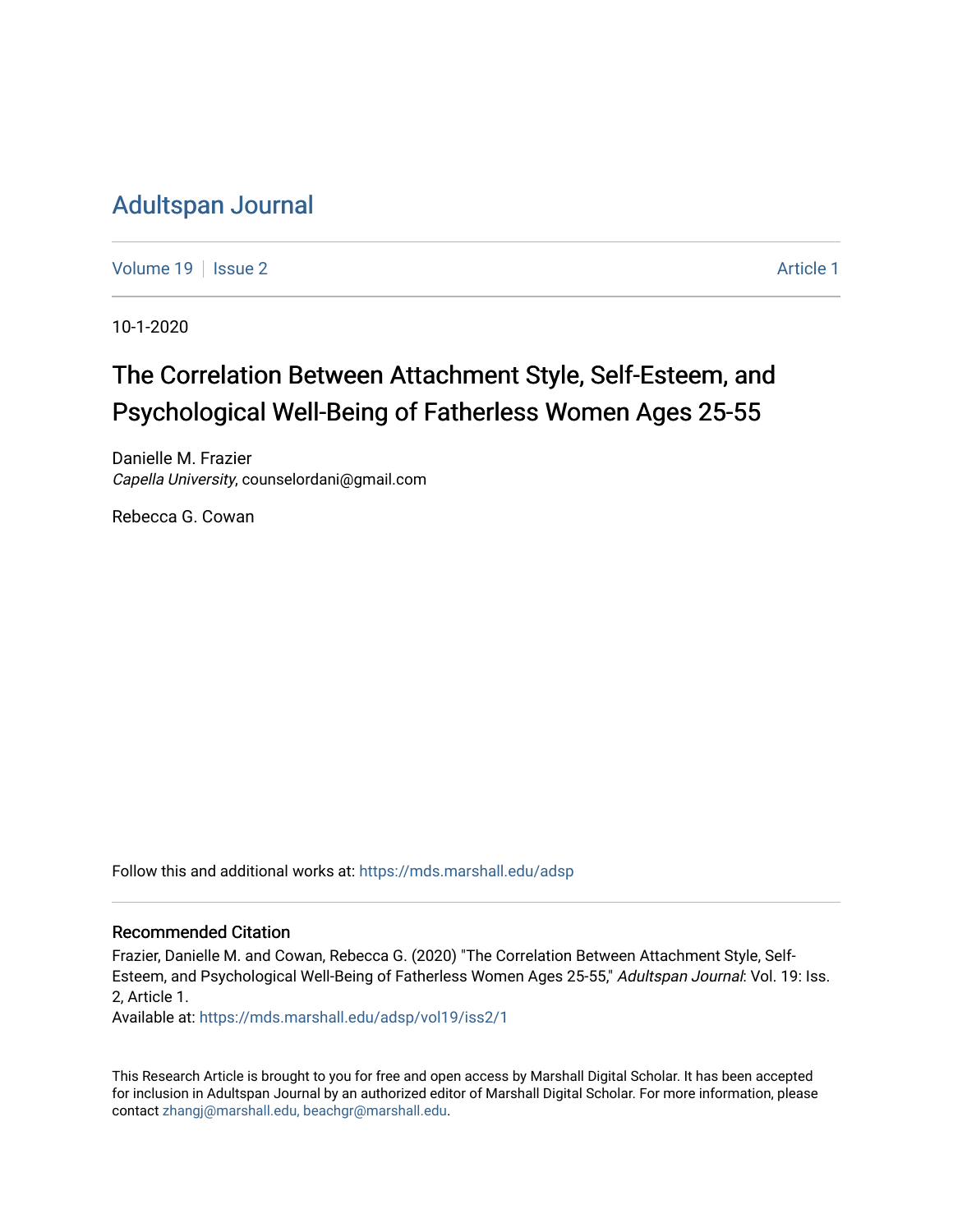# Adultspan Journal

Volume 19 | Issue 2 Article 1

10-1-2020

## The Correlation Between Attachment Style, Self-Esteem, and Psychological Well-Being of Fatherless Women Ages 25-55

Danielle M. Frazier
*Capella University*, counselordani@gmail.com

Rebecca G. Cowan

Follow this and additional works at: https://mds.marshall.edu/adsp

### Recommended Citation

Frazier, Danielle M. and Cowan, Rebecca G. (2020) "The Correlation Between Attachment Style, Self-Esteem, and Psychological Well-Being of Fatherless Women Ages 25-55," *Adultspan Journal*: Vol. 19: Iss. 2, Article 1.
Available at: https://mds.marshall.edu/adsp/vol19/iss2/1

This Research Article is brought to you for free and open access by Marshall Digital Scholar. It has been accepted for inclusion in Adultspan Journal by an authorized editor of Marshall Digital Scholar. For more information, please contact zhangj@marshall.edu, beachgr@marshall.edu.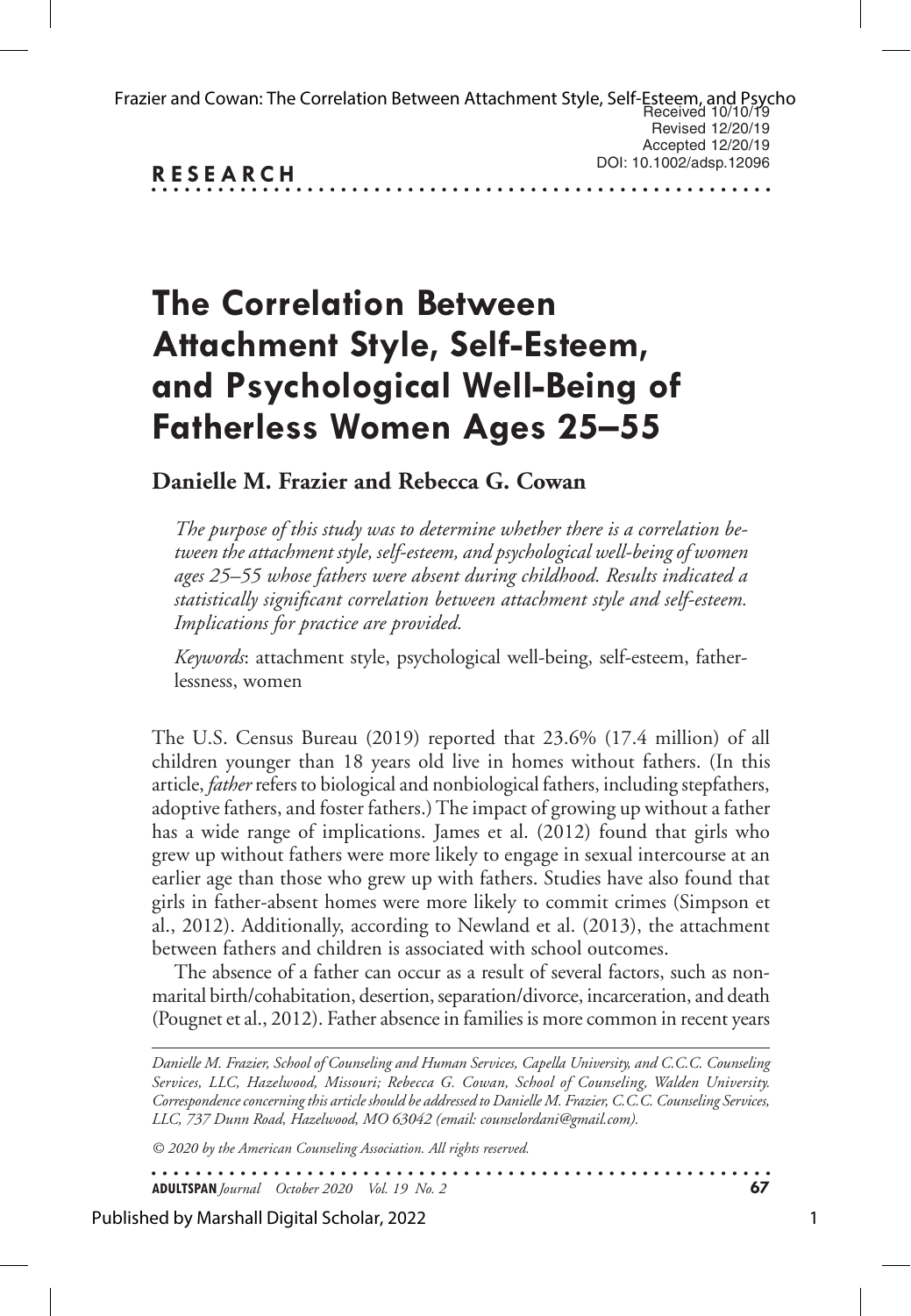**RESEARCH**

# The Correlation Between Attachment Style, Self-Esteem, and Psychological Well-Being of Fatherless Women Ages 25–55

**Danielle M. Frazier and Rebecca G. Cowan**

*The purpose of this study was to determine whether there is a correlation between the attachment style, self-esteem, and psychological well-being of women ages 25–55 whose fathers were absent during childhood. Results indicated a statistically significant correlation between attachment style and self-esteem. Implications for practice are provided.*

*Keywords*: attachment style, psychological well-being, self-esteem, fatherlessness, women

The U.S. Census Bureau (2019) reported that 23.6% (17.4 million) of all children younger than 18 years old live in homes without fathers. (In this article, *father* refers to biological and nonbiological fathers, including stepfathers, adoptive fathers, and foster fathers.) The impact of growing up without a father has a wide range of implications. James et al. (2012) found that girls who grew up without fathers were more likely to engage in sexual intercourse at an earlier age than those who grew up with fathers. Studies have also found that girls in father-absent homes were more likely to commit crimes (Simpson et al., 2012). Additionally, according to Newland et al. (2013), the attachment between fathers and children is associated with school outcomes.

The absence of a father can occur as a result of several factors, such as nonmarital birth/cohabitation, desertion, separation/divorce, incarceration, and death (Pougnet et al., 2012). Father absence in families is more common in recent years

*Danielle M. Frazier, School of Counseling and Human Services, Capella University, and C.C.C. Counseling Services, LLC, Hazelwood, Missouri; Rebecca G. Cowan, School of Counseling, Walden University. Correspondence concerning this article should be addressed to Danielle M. Frazier, C.C.C. Counseling Services, LLC, 737 Dunn Road, Hazelwood, MO 63042 (email: counselordani@gmail.com).*

*© 2020 by the American Counseling Association. All rights reserved.*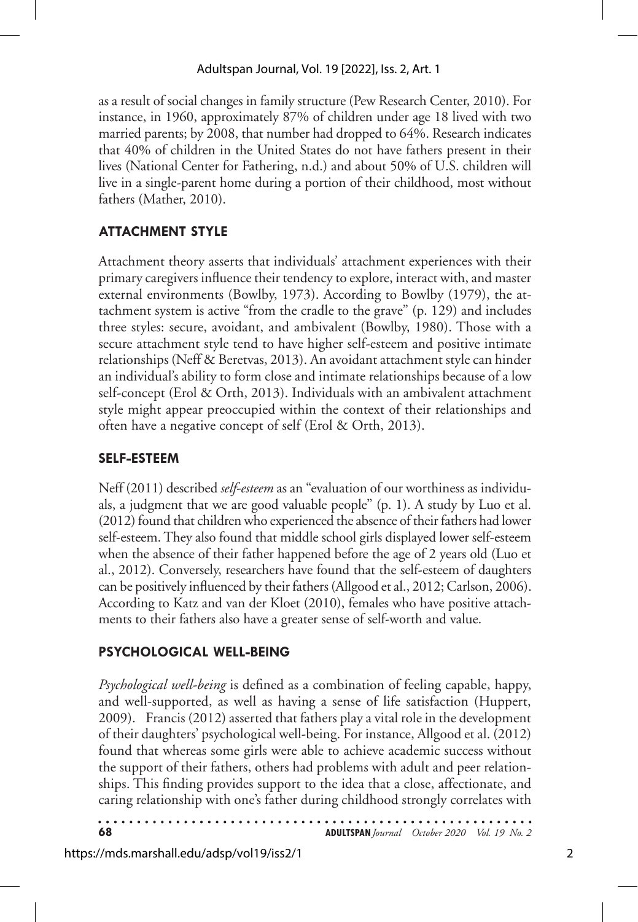as a result of social changes in family structure (Pew Research Center, 2010). For instance, in 1960, approximately 87% of children under age 18 lived with two married parents; by 2008, that number had dropped to 64%. Research indicates that 40% of children in the United States do not have fathers present in their lives (National Center for Fathering, n.d.) and about 50% of U.S. children will live in a single-parent home during a portion of their childhood, most without fathers (Mather, 2010).

## ATTACHMENT STYLE

Attachment theory asserts that individuals' attachment experiences with their primary caregivers influence their tendency to explore, interact with, and master external environments (Bowlby, 1973). According to Bowlby (1979), the attachment system is active "from the cradle to the grave" (p. 129) and includes three styles: secure, avoidant, and ambivalent (Bowlby, 1980). Those with a secure attachment style tend to have higher self-esteem and positive intimate relationships (Neff & Beretvas, 2013). An avoidant attachment style can hinder an individual's ability to form close and intimate relationships because of a low self-concept (Erol & Orth, 2013). Individuals with an ambivalent attachment style might appear preoccupied within the context of their relationships and often have a negative concept of self (Erol & Orth, 2013).

## SELF-ESTEEM

Neff (2011) described *self-esteem* as an "evaluation of our worthiness as individuals, a judgment that we are good valuable people" (p. 1). A study by Luo et al. (2012) found that children who experienced the absence of their fathers had lower self-esteem. They also found that middle school girls displayed lower self-esteem when the absence of their father happened before the age of 2 years old (Luo et al., 2012). Conversely, researchers have found that the self-esteem of daughters can be positively influenced by their fathers (Allgood et al., 2012; Carlson, 2006). According to Katz and van der Kloet (2010), females who have positive attachments to their fathers also have a greater sense of self-worth and value.

## PSYCHOLOGICAL WELL-BEING

*Psychological well-being* is defined as a combination of feeling capable, happy, and well-supported, as well as having a sense of life satisfaction (Huppert, 2009). Francis (2012) asserted that fathers play a vital role in the development of their daughters' psychological well-being. For instance, Allgood et al. (2012) found that whereas some girls were able to achieve academic success without the support of their fathers, others had problems with adult and peer relationships. This finding provides support to the idea that a close, affectionate, and caring relationship with one's father during childhood strongly correlates with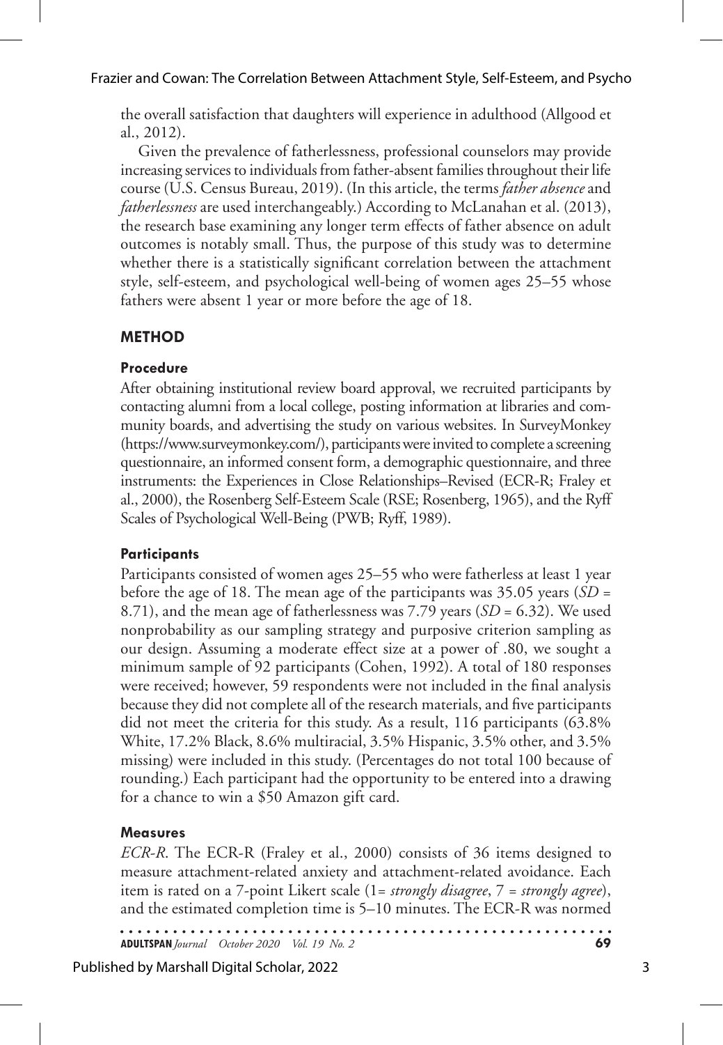the overall satisfaction that daughters will experience in adulthood (Allgood et al., 2012).

Given the prevalence of fatherlessness, professional counselors may provide increasing services to individuals from father-absent families throughout their life course (U.S. Census Bureau, 2019). (In this article, the terms *father absence* and *fatherlessness* are used interchangeably.) According to McLanahan et al. (2013), the research base examining any longer term effects of father absence on adult outcomes is notably small. Thus, the purpose of this study was to determine whether there is a statistically significant correlation between the attachment style, self-esteem, and psychological well-being of women ages 25–55 whose fathers were absent 1 year or more before the age of 18.

## METHOD

### Procedure

After obtaining institutional review board approval, we recruited participants by contacting alumni from a local college, posting information at libraries and community boards, and advertising the study on various websites. In SurveyMonkey (https://www.surveymonkey.com/), participants were invited to complete a screening questionnaire, an informed consent form, a demographic questionnaire, and three instruments: the Experiences in Close Relationships–Revised (ECR-R; Fraley et al., 2000), the Rosenberg Self-Esteem Scale (RSE; Rosenberg, 1965), and the Ryff Scales of Psychological Well-Being (PWB; Ryff, 1989).

### Participants

Participants consisted of women ages 25–55 who were fatherless at least 1 year before the age of 18. The mean age of the participants was 35.05 years ($SD$ = 8.71), and the mean age of fatherlessness was 7.79 years ($SD$ = 6.32). We used nonprobability as our sampling strategy and purposive criterion sampling as our design. Assuming a moderate effect size at a power of .80, we sought a minimum sample of 92 participants (Cohen, 1992). A total of 180 responses were received; however, 59 respondents were not included in the final analysis because they did not complete all of the research materials, and five participants did not meet the criteria for this study. As a result, 116 participants (63.8% White, 17.2% Black, 8.6% multiracial, 3.5% Hispanic, 3.5% other, and 3.5% missing) were included in this study. (Percentages do not total 100 because of rounding.) Each participant had the opportunity to be entered into a drawing for a chance to win a $50 Amazon gift card.

### Measures

*ECR-R*. The ECR-R (Fraley et al., 2000) consists of 36 items designed to measure attachment-related anxiety and attachment-related avoidance. Each item is rated on a 7-point Likert scale (1= *strongly disagree*, 7 = *strongly agree*), and the estimated completion time is 5–10 minutes. The ECR-R was normed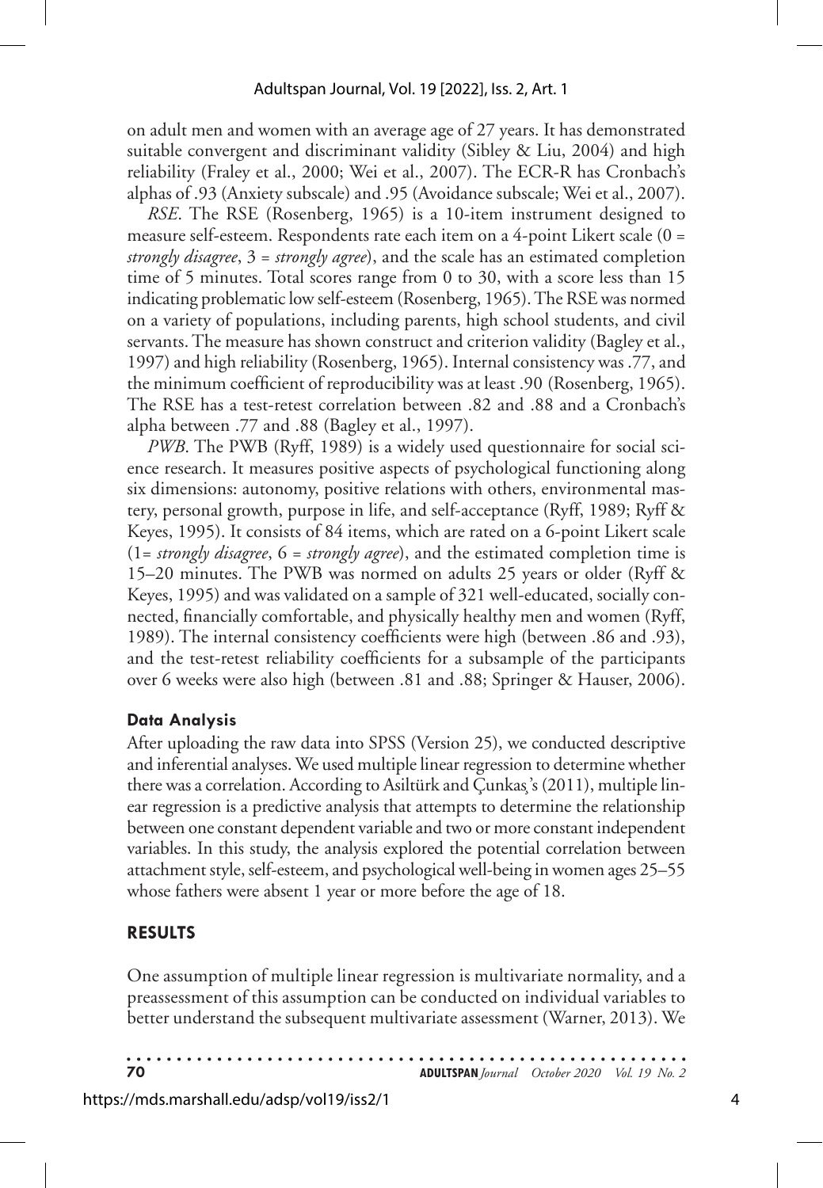on adult men and women with an average age of 27 years. It has demonstrated suitable convergent and discriminant validity (Sibley & Liu, 2004) and high reliability (Fraley et al., 2000; Wei et al., 2007). The ECR-R has Cronbach's alphas of .93 (Anxiety subscale) and .95 (Avoidance subscale; Wei et al., 2007).

*RSE*. The RSE (Rosenberg, 1965) is a 10-item instrument designed to measure self-esteem. Respondents rate each item on a 4-point Likert scale (0 = *strongly disagree*, 3 = *strongly agree*), and the scale has an estimated completion time of 5 minutes. Total scores range from 0 to 30, with a score less than 15 indicating problematic low self-esteem (Rosenberg, 1965). The RSE was normed on a variety of populations, including parents, high school students, and civil servants. The measure has shown construct and criterion validity (Bagley et al., 1997) and high reliability (Rosenberg, 1965). Internal consistency was .77, and the minimum coefficient of reproducibility was at least .90 (Rosenberg, 1965). The RSE has a test-retest correlation between .82 and .88 and a Cronbach's alpha between .77 and .88 (Bagley et al., 1997).

*PWB*. The PWB (Ryff, 1989) is a widely used questionnaire for social science research. It measures positive aspects of psychological functioning along six dimensions: autonomy, positive relations with others, environmental mastery, personal growth, purpose in life, and self-acceptance (Ryff, 1989; Ryff & Keyes, 1995). It consists of 84 items, which are rated on a 6-point Likert scale (1= *strongly disagree*, 6 = *strongly agree*), and the estimated completion time is 15–20 minutes. The PWB was normed on adults 25 years or older (Ryff & Keyes, 1995) and was validated on a sample of 321 well-educated, socially connected, financially comfortable, and physically healthy men and women (Ryff, 1989). The internal consistency coefficients were high (between .86 and .93), and the test-retest reliability coefficients for a subsample of the participants over 6 weeks were also high (between .81 and .88; Springer & Hauser, 2006).

### Data Analysis

After uploading the raw data into SPSS (Version 25), we conducted descriptive and inferential analyses. We used multiple linear regression to determine whether there was a correlation. According to Asiltürk and Çunkaş's (2011), multiple linear regression is a predictive analysis that attempts to determine the relationship between one constant dependent variable and two or more constant independent variables. In this study, the analysis explored the potential correlation between attachment style, self-esteem, and psychological well-being in women ages 25–55 whose fathers were absent 1 year or more before the age of 18.

## RESULTS

One assumption of multiple linear regression is multivariate normality, and a preassessment of this assumption can be conducted on individual variables to better understand the subsequent multivariate assessment (Warner, 2013). We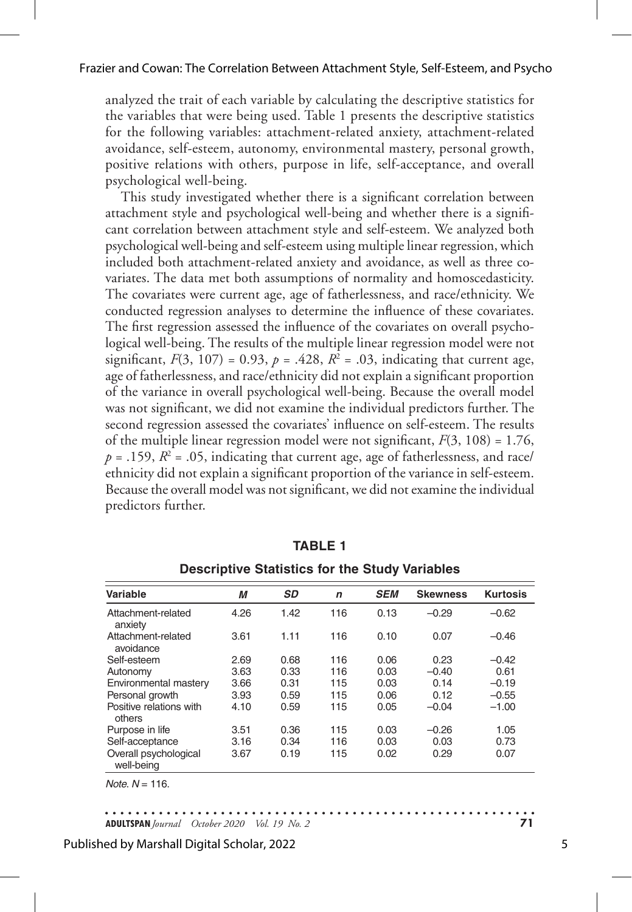analyzed the trait of each variable by calculating the descriptive statistics for the variables that were being used. Table 1 presents the descriptive statistics for the following variables: attachment-related anxiety, attachment-related avoidance, self-esteem, autonomy, environmental mastery, personal growth, positive relations with others, purpose in life, self-acceptance, and overall psychological well-being.

This study investigated whether there is a significant correlation between attachment style and psychological well-being and whether there is a significant correlation between attachment style and self-esteem. We analyzed both psychological well-being and self-esteem using multiple linear regression, which included both attachment-related anxiety and avoidance, as well as three covariates. The data met both assumptions of normality and homoscedasticity. The covariates were current age, age of fatherlessness, and race/ethnicity. We conducted regression analyses to determine the influence of these covariates. The first regression assessed the influence of the covariates on overall psychological well-being. The results of the multiple linear regression model were not significant, $F(3, 107) = 0.93$, $p = .428$, $R^2 = .03$, indicating that current age, age of fatherlessness, and race/ethnicity did not explain a significant proportion of the variance in overall psychological well-being. Because the overall model was not significant, we did not examine the individual predictors further. The second regression assessed the covariates' influence on self-esteem. The results of the multiple linear regression model were not significant, $F(3, 108) = 1.76$, $p = .159$, $R^2 = .05$, indicating that current age, age of fatherlessness, and race/ethnicity did not explain a significant proportion of the variance in self-esteem. Because the overall model was not significant, we did not examine the individual predictors further.

**TABLE 1**

**Descriptive Statistics for the Study Variables**

| Variable | *M* | *SD* | *n* | *SEM* | Skewness | Kurtosis |
|---|---|---|---|---|---|---|
| Attachment-related anxiety | 4.26 | 1.42 | 116 | 0.13 | –0.29 | –0.62 |
| Attachment-related avoidance | 3.61 | 1.11 | 116 | 0.10 | 0.07 | –0.46 |
| Self-esteem | 2.69 | 0.68 | 116 | 0.06 | 0.23 | –0.42 |
| Autonomy | 3.63 | 0.33 | 116 | 0.03 | –0.40 | 0.61 |
| Environmental mastery | 3.66 | 0.31 | 115 | 0.03 | 0.14 | –0.19 |
| Personal growth | 3.93 | 0.59 | 115 | 0.06 | 0.12 | –0.55 |
| Positive relations with others | 4.10 | 0.59 | 115 | 0.05 | –0.04 | –1.00 |
| Purpose in life | 3.51 | 0.36 | 115 | 0.03 | –0.26 | 1.05 |
| Self-acceptance | 3.16 | 0.34 | 116 | 0.03 | 0.03 | 0.73 |
| Overall psychological well-being | 3.67 | 0.19 | 115 | 0.02 | 0.29 | 0.07 |

*Note.* $N = 116$.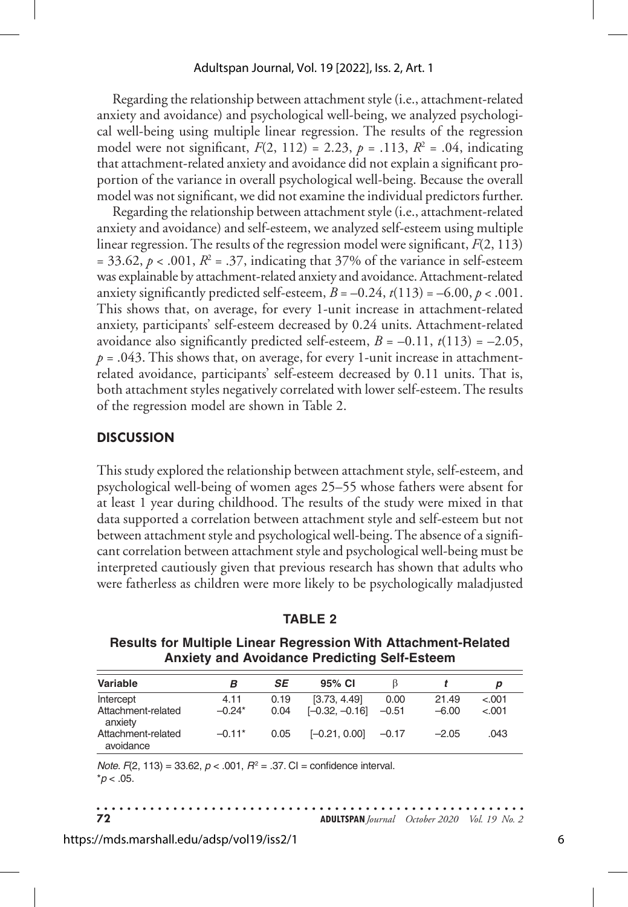Regarding the relationship between attachment style (i.e., attachment-related anxiety and avoidance) and psychological well-being, we analyzed psychological well-being using multiple linear regression. The results of the regression model were not significant, $F(2, 112) = 2.23$, $p = .113$, $R^2 = .04$, indicating that attachment-related anxiety and avoidance did not explain a significant proportion of the variance in overall psychological well-being. Because the overall model was not significant, we did not examine the individual predictors further.

Regarding the relationship between attachment style (i.e., attachment-related anxiety and avoidance) and self-esteem, we analyzed self-esteem using multiple linear regression. The results of the regression model were significant, $F(2, 113) = 33.62$, $p < .001$, $R^2 = .37$, indicating that 37% of the variance in self-esteem was explainable by attachment-related anxiety and avoidance. Attachment-related anxiety significantly predicted self-esteem, $B = -0.24$, $t(113) = -6.00$, $p < .001$. This shows that, on average, for every 1-unit increase in attachment-related anxiety, participants' self-esteem decreased by 0.24 units. Attachment-related avoidance also significantly predicted self-esteem, $B = -0.11$, $t(113) = -2.05$, $p = .043$. This shows that, on average, for every 1-unit increase in attachment-related avoidance, participants' self-esteem decreased by 0.11 units. That is, both attachment styles negatively correlated with lower self-esteem. The results of the regression model are shown in Table 2.

## DISCUSSION

This study explored the relationship between attachment style, self-esteem, and psychological well-being of women ages 25–55 whose fathers were absent for at least 1 year during childhood. The results of the study were mixed in that data supported a correlation between attachment style and self-esteem but not between attachment style and psychological well-being. The absence of a significant correlation between attachment style and psychological well-being must be interpreted cautiously given that previous research has shown that adults who were fatherless as children were more likely to be psychologically maladjusted

**TABLE 2**

**Results for Multiple Linear Regression With Attachment-Related Anxiety and Avoidance Predicting Self-Esteem**

| Variable | *B* | *SE* | 95% CI | β | *t* | *p* |
|---|---|---|---|---|---|---|
| Intercept | 4.11 | 0.19 | [3.73, 4.49] | 0.00 | 21.49 | <.001 |
| Attachment-related anxiety | –0.24* | 0.04 | [–0.32, –0.16] | –0.51 | –6.00 | <.001 |
| Attachment-related avoidance | –0.11* | 0.05 | [–0.21, 0.00] | –0.17 | –2.05 | .043 |

*Note.* $F(2, 113) = 33.62$, $p < .001$, $R^2 = .37$. CI = confidence interval.
*$p < .05$.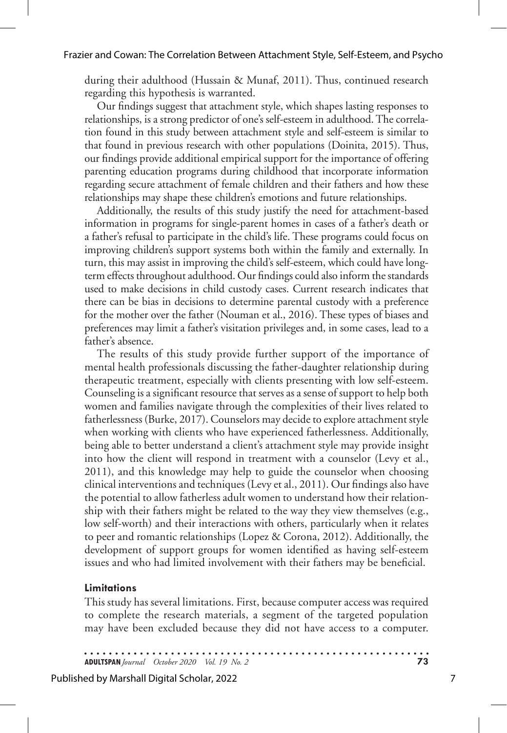during their adulthood (Hussain & Munaf, 2011). Thus, continued research regarding this hypothesis is warranted.

Our findings suggest that attachment style, which shapes lasting responses to relationships, is a strong predictor of one's self-esteem in adulthood. The correlation found in this study between attachment style and self-esteem is similar to that found in previous research with other populations (Doinita, 2015). Thus, our findings provide additional empirical support for the importance of offering parenting education programs during childhood that incorporate information regarding secure attachment of female children and their fathers and how these relationships may shape these children's emotions and future relationships.

Additionally, the results of this study justify the need for attachment-based information in programs for single-parent homes in cases of a father's death or a father's refusal to participate in the child's life. These programs could focus on improving children's support systems both within the family and externally. In turn, this may assist in improving the child's self-esteem, which could have long-term effects throughout adulthood. Our findings could also inform the standards used to make decisions in child custody cases. Current research indicates that there can be bias in decisions to determine parental custody with a preference for the mother over the father (Nouman et al., 2016). These types of biases and preferences may limit a father's visitation privileges and, in some cases, lead to a father's absence.

The results of this study provide further support of the importance of mental health professionals discussing the father-daughter relationship during therapeutic treatment, especially with clients presenting with low self-esteem. Counseling is a significant resource that serves as a sense of support to help both women and families navigate through the complexities of their lives related to fatherlessness (Burke, 2017). Counselors may decide to explore attachment style when working with clients who have experienced fatherlessness. Additionally, being able to better understand a client's attachment style may provide insight into how the client will respond in treatment with a counselor (Levy et al., 2011), and this knowledge may help to guide the counselor when choosing clinical interventions and techniques (Levy et al., 2011). Our findings also have the potential to allow fatherless adult women to understand how their relationship with their fathers might be related to the way they view themselves (e.g., low self-worth) and their interactions with others, particularly when it relates to peer and romantic relationships (Lopez & Corona, 2012). Additionally, the development of support groups for women identified as having self-esteem issues and who had limited involvement with their fathers may be beneficial.

### Limitations

This study has several limitations. First, because computer access was required to complete the research materials, a segment of the targeted population may have been excluded because they did not have access to a computer.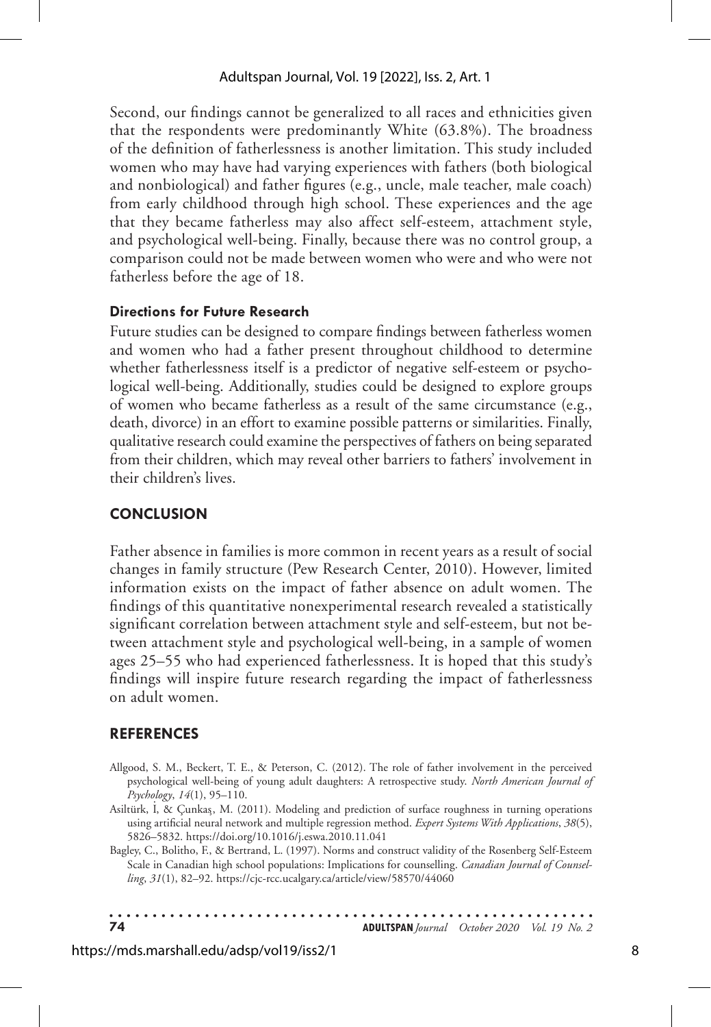Second, our findings cannot be generalized to all races and ethnicities given that the respondents were predominantly White (63.8%). The broadness of the definition of fatherlessness is another limitation. This study included women who may have had varying experiences with fathers (both biological and nonbiological) and father figures (e.g., uncle, male teacher, male coach) from early childhood through high school. These experiences and the age that they became fatherless may also affect self-esteem, attachment style, and psychological well-being. Finally, because there was no control group, a comparison could not be made between women who were and who were not fatherless before the age of 18.

### Directions for Future Research

Future studies can be designed to compare findings between fatherless women and women who had a father present throughout childhood to determine whether fatherlessness itself is a predictor of negative self-esteem or psychological well-being. Additionally, studies could be designed to explore groups of women who became fatherless as a result of the same circumstance (e.g., death, divorce) in an effort to examine possible patterns or similarities. Finally, qualitative research could examine the perspectives of fathers on being separated from their children, which may reveal other barriers to fathers' involvement in their children's lives.

## CONCLUSION

Father absence in families is more common in recent years as a result of social changes in family structure (Pew Research Center, 2010). However, limited information exists on the impact of father absence on adult women. The findings of this quantitative nonexperimental research revealed a statistically significant correlation between attachment style and self-esteem, but not between attachment style and psychological well-being, in a sample of women ages 25–55 who had experienced fatherlessness. It is hoped that this study's findings will inspire future research regarding the impact of fatherlessness on adult women.

## REFERENCES

Allgood, S. M., Beckert, T. E., & Peterson, C. (2012). The role of father involvement in the perceived psychological well-being of young adult daughters: A retrospective study. *North American Journal of Psychology*, *14*(1), 95–110.

Asiltürk, İ, & Çunkaş, M. (2011). Modeling and prediction of surface roughness in turning operations using artificial neural network and multiple regression method. *Expert Systems With Applications*, *38*(5), 5826–5832. https://doi.org/10.1016/j.eswa.2010.11.041

Bagley, C., Bolitho, F., & Bertrand, L. (1997). Norms and construct validity of the Rosenberg Self-Esteem Scale in Canadian high school populations: Implications for counselling. *Canadian Journal of Counselling*, *31*(1), 82–92. https://cjc-rcc.ucalgary.ca/article/view/58570/44060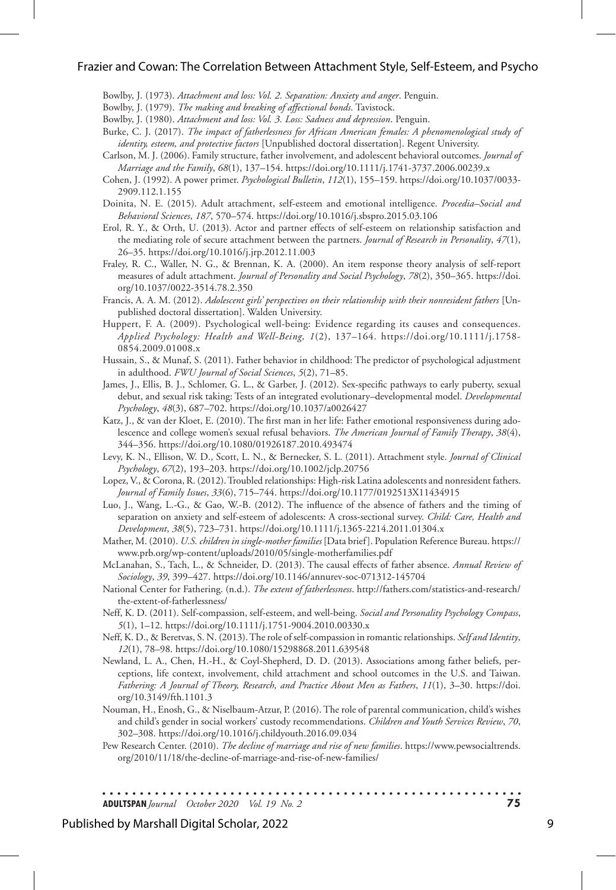Bowlby, J. (1973). *Attachment and loss: Vol. 2. Separation: Anxiety and anger*. Penguin.

Bowlby, J. (1979). *The making and breaking of affectional bonds*. Tavistock.

Bowlby, J. (1980). *Attachment and loss: Vol. 3. Loss: Sadness and depression*. Penguin.

Burke, C. J. (2017). *The impact of fatherlessness for African American females: A phenomenological study of identity, esteem, and protective factors* [Unpublished doctoral dissertation]. Regent University.

Carlson, M. J. (2006). Family structure, father involvement, and adolescent behavioral outcomes. *Journal of Marriage and the Family*, *68*(1), 137–154. https://doi.org/10.1111/j.1741-3737.2006.00239.x

Cohen, J. (1992). A power primer. *Psychological Bulletin*, *112*(1), 155–159. https://doi.org/10.1037/0033-2909.112.1.155

Doinita, N. E. (2015). Adult attachment, self-esteem and emotional intelligence. *Procedia–Social and Behavioral Sciences*, *187*, 570–574. https://doi.org/10.1016/j.sbspro.2015.03.106

Erol, R. Y., & Orth, U. (2013). Actor and partner effects of self-esteem on relationship satisfaction and the mediating role of secure attachment between the partners. *Journal of Research in Personality*, *47*(1), 26–35. https://doi.org/10.1016/j.jrp.2012.11.003

Fraley, R. C., Waller, N. G., & Brennan, K. A. (2000). An item response theory analysis of self-report measures of adult attachment. *Journal of Personality and Social Psychology*, *78*(2), 350–365. https://doi.org/10.1037/0022-3514.78.2.350

Francis, A. A. M. (2012). *Adolescent girls' perspectives on their relationship with their nonresident fathers* [Unpublished doctoral dissertation]. Walden University.

Huppert, F. A. (2009). Psychological well-being: Evidence regarding its causes and consequences. *Applied Psychology: Health and Well-Being, 1*(2), 137–164. https://doi.org/10.1111/j.1758-0854.2009.01008.x

Hussain, S., & Munaf, S. (2011). Father behavior in childhood: The predictor of psychological adjustment in adulthood. *FWU Journal of Social Sciences*, *5*(2), 71–85.

James, J., Ellis, B. J., Schlomer, G. L., & Garber, J. (2012). Sex-specific pathways to early puberty, sexual debut, and sexual risk taking: Tests of an integrated evolutionary–developmental model. *Developmental Psychology*, *48*(3), 687–702. https://doi.org/10.1037/a0026427

Katz, J., & van der Kloet, E. (2010). The first man in her life: Father emotional responsiveness during adolescence and college women's sexual refusal behaviors. *The American Journal of Family Therapy*, *38*(4), 344–356. https://doi.org/10.1080/01926187.2010.493474

Levy, K. N., Ellison, W. D., Scott, L. N., & Bernecker, S. L. (2011). Attachment style. *Journal of Clinical Psychology*, *67*(2), 193–203. https://doi.org/10.1002/jclp.20756

Lopez, V., & Corona, R. (2012). Troubled relationships: High-risk Latina adolescents and nonresident fathers. *Journal of Family Issues*, *33*(6), 715–744. https://doi.org/10.1177/0192513X11434915

Luo, J., Wang, L.-G., & Gao, W.-B. (2012). The influence of the absence of fathers and the timing of separation on anxiety and self-esteem of adolescents: A cross-sectional survey. *Child: Care, Health and Development*, *38*(5), 723–731. https://doi.org/10.1111/j.1365-2214.2011.01304.x

Mather, M. (2010). *U.S. children in single-mother families* [Data brief]. Population Reference Bureau. https://www.prb.org/wp-content/uploads/2010/05/single-motherfamilies.pdf

McLanahan, S., Tach, L., & Schneider, D. (2013). The causal effects of father absence. *Annual Review of Sociology*, *39*, 399–427. https://doi.org/10.1146/annurev-soc-071312-145704

National Center for Fathering. (n.d.). *The extent of fatherlessness*. http://fathers.com/statistics-and-research/the-extent-of-fatherlessness/

Neff, K. D. (2011). Self-compassion, self-esteem, and well-being. *Social and Personality Psychology Compass*, *5*(1), 1–12. https://doi.org/10.1111/j.1751-9004.2010.00330.x

Neff, K. D., & Beretvas, S. N. (2013). The role of self-compassion in romantic relationships. *Self and Identity*, *12*(1), 78–98. https://doi.org/10.1080/15298868.2011.639548

Newland, L. A., Chen, H.-H., & Coyl-Shepherd, D. D. (2013). Associations among father beliefs, perceptions, life context, involvement, child attachment and school outcomes in the U.S. and Taiwan. *Fathering: A Journal of Theory, Research, and Practice About Men as Fathers*, *11*(1), 3–30. https://doi.org/10.3149/fth.1101.3

Nouman, H., Enosh, G., & Niselbaum-Atzur, P. (2016). The role of parental communication, child's wishes and child's gender in social workers' custody recommendations. *Children and Youth Services Review*, *70*, 302–308. https://doi.org/10.1016/j.childyouth.2016.09.034

Pew Research Center. (2010). *The decline of marriage and rise of new families*. https://www.pewsocialtrends.org/2010/11/18/the-decline-of-marriage-and-rise-of-new-families/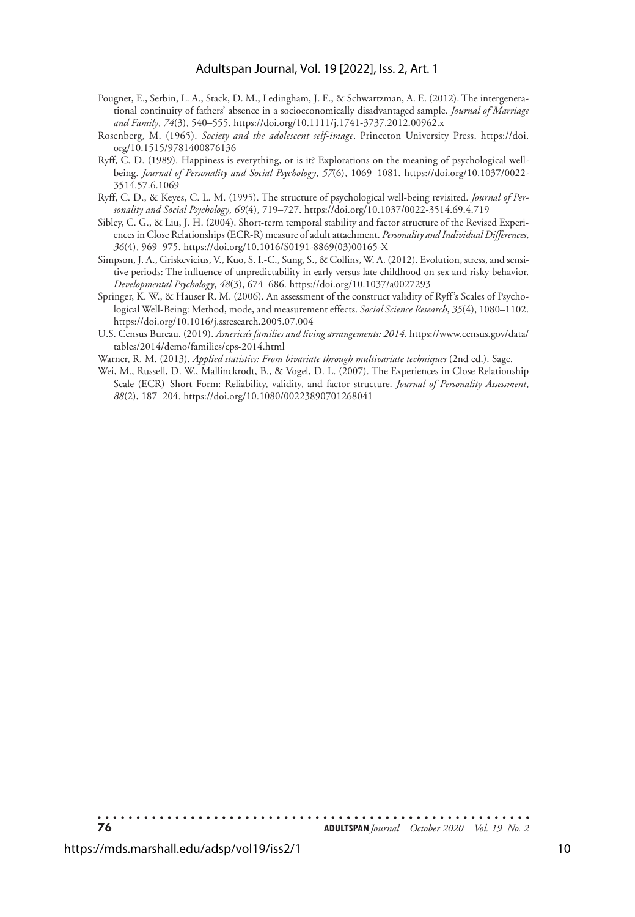Pougnet, E., Serbin, L. A., Stack, D. M., Ledingham, J. E., & Schwartzman, A. E. (2012). The intergenerational continuity of fathers' absence in a socioeconomically disadvantaged sample. *Journal of Marriage and Family*, *74*(3), 540–555. https://doi.org/10.1111/j.1741-3737.2012.00962.x

Rosenberg, M. (1965). *Society and the adolescent self-image*. Princeton University Press. https://doi.org/10.1515/9781400876136

Ryff, C. D. (1989). Happiness is everything, or is it? Explorations on the meaning of psychological well-being. *Journal of Personality and Social Psychology*, *57*(6), 1069–1081. https://doi.org/10.1037/0022-3514.57.6.1069

Ryff, C. D., & Keyes, C. L. M. (1995). The structure of psychological well-being revisited. *Journal of Personality and Social Psychology*, *69*(4), 719–727. https://doi.org/10.1037/0022-3514.69.4.719

Sibley, C. G., & Liu, J. H. (2004). Short-term temporal stability and factor structure of the Revised Experiences in Close Relationships (ECR-R) measure of adult attachment. *Personality and Individual Differences*, *36*(4), 969–975. https://doi.org/10.1016/S0191-8869(03)00165-X

Simpson, J. A., Griskevicius, V., Kuo, S. I.-C., Sung, S., & Collins, W. A. (2012). Evolution, stress, and sensitive periods: The influence of unpredictability in early versus late childhood on sex and risky behavior. *Developmental Psychology*, *48*(3), 674–686. https://doi.org/10.1037/a0027293

Springer, K. W., & Hauser R. M. (2006). An assessment of the construct validity of Ryff's Scales of Psychological Well-Being: Method, mode, and measurement effects. *Social Science Research*, *35*(4), 1080–1102. https://doi.org/10.1016/j.ssresearch.2005.07.004

U.S. Census Bureau. (2019). *America's families and living arrangements: 2014*. https://www.census.gov/data/tables/2014/demo/families/cps-2014.html

Warner, R. M. (2013). *Applied statistics: From bivariate through multivariate techniques* (2nd ed.). Sage.

Wei, M., Russell, D. W., Mallinckrodt, B., & Vogel, D. L. (2007). The Experiences in Close Relationship Scale (ECR)–Short Form: Reliability, validity, and factor structure. *Journal of Personality Assessment*, *88*(2), 187–204. https://doi.org/10.1080/00223890701268041